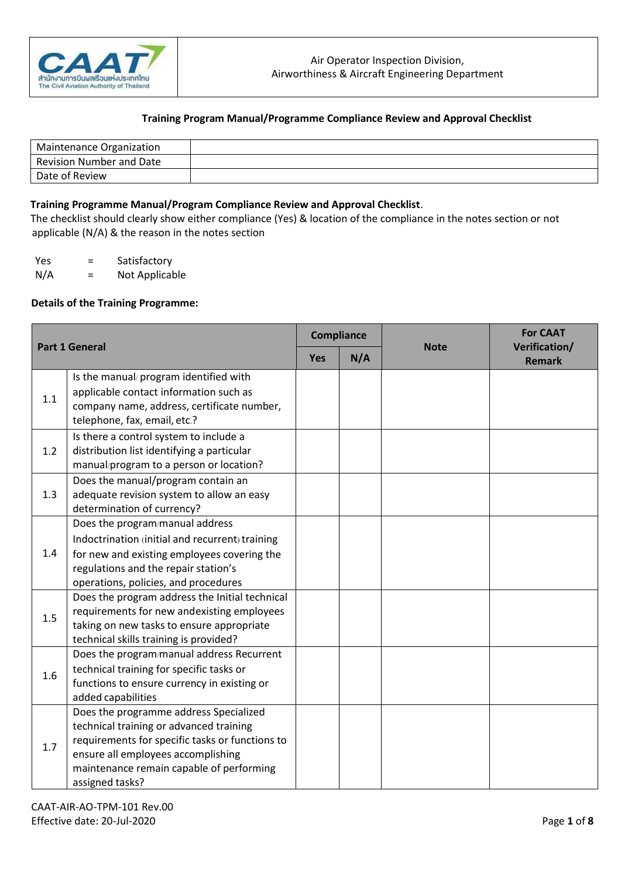Air Operator Inspection Division,
Airworthiness & Aircraft Engineering Department

## Training Program Manual/Programme Compliance Review and Approval Checklist

| Maintenance Organization | |
|---|---|
| Revision Number and Date | |
| Date of Review | |

**Training Programme Manual/Program Compliance Review and Approval Checklist**.
The checklist should clearly show either compliance (Yes) & location of the compliance in the notes section or not applicable (N/A) & the reason in the notes section

Yes = Satisfactory
N/A = Not Applicable

**Details of the Training Programme:**

| Part 1 General | | Compliance | | Note | For CAAT Verification/ Remark |
|---|---|---|---|---|---|
| | | Yes | N/A | | |
| 1.1 | Is the manual/ program identified with applicable contact information such as company name, address, certificate number, telephone, fax, email, etc.? | | | | |
| 1.2 | Is there a control system to include a distribution list identifying a particular manual/program to a person or location? | | | | |
| 1.3 | Does the manual/program contain an adequate revision system to allow an easy determination of currency? | | | | |
| 1.4 | Does the program/manual address Indoctrination (initial and recurrent) training for new and existing employees covering the regulations and the repair station's operations, policies, and procedures | | | | |
| 1.5 | Does the program address the Initial technical requirements for new andexisting employees taking on new tasks to ensure appropriate technical skills training is provided? | | | | |
| 1.6 | Does the program/manual address Recurrent technical training for specific tasks or functions to ensure currency in existing or added capabilities | | | | |
| 1.7 | Does the programme address Specialized technical training or advanced training requirements for specific tasks or functions to ensure all employees accomplishing maintenance remain capable of performing assigned tasks? | | | | |

CAAT-AIR-AO-TPM-101 Rev.00
Effective date: 20-Jul-2020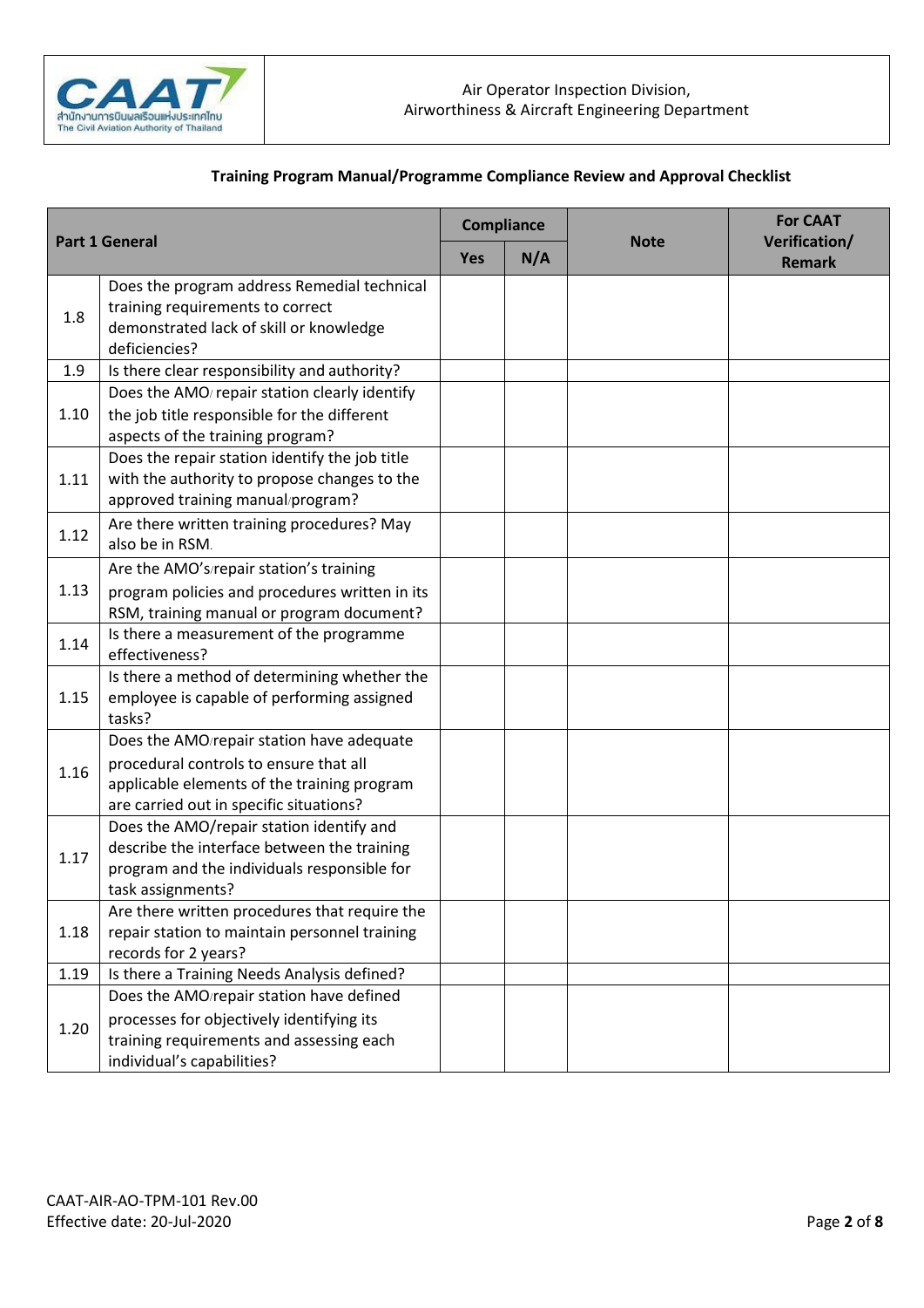Air Operator Inspection Division,
Airworthiness & Aircraft Engineering Department

**Training Program Manual/Programme Compliance Review and Approval Checklist**

| Part 1 General | | Compliance | | Note | For CAAT Verification/ Remark |
|---|---|---|---|---|---|
| | | Yes | N/A | | |
| 1.8 | Does the program address Remedial technical training requirements to correct demonstrated lack of skill or knowledge deficiencies? | | | | |
| 1.9 | Is there clear responsibility and authority? | | | | |
| 1.10 | Does the AMO/ repair station clearly identify the job title responsible for the different aspects of the training program? | | | | |
| 1.11 | Does the repair station identify the job title with the authority to propose changes to the approved training manual/program? | | | | |
| 1.12 | Are there written training procedures? May also be in RSM. | | | | |
| 1.13 | Are the AMO's/repair station's training program policies and procedures written in its RSM, training manual or program document? | | | | |
| 1.14 | Is there a measurement of the programme effectiveness? | | | | |
| 1.15 | Is there a method of determining whether the employee is capable of performing assigned tasks? | | | | |
| 1.16 | Does the AMO/repair station have adequate procedural controls to ensure that all applicable elements of the training program are carried out in specific situations? | | | | |
| 1.17 | Does the AMO/repair station identify and describe the interface between the training program and the individuals responsible for task assignments? | | | | |
| 1.18 | Are there written procedures that require the repair station to maintain personnel training records for 2 years? | | | | |
| 1.19 | Is there a Training Needs Analysis defined? | | | | |
| 1.20 | Does the AMO/repair station have defined processes for objectively identifying its training requirements and assessing each individual's capabilities? | | | | |

CAAT-AIR-AO-TPM-101 Rev.00
Effective date: 20-Jul-2020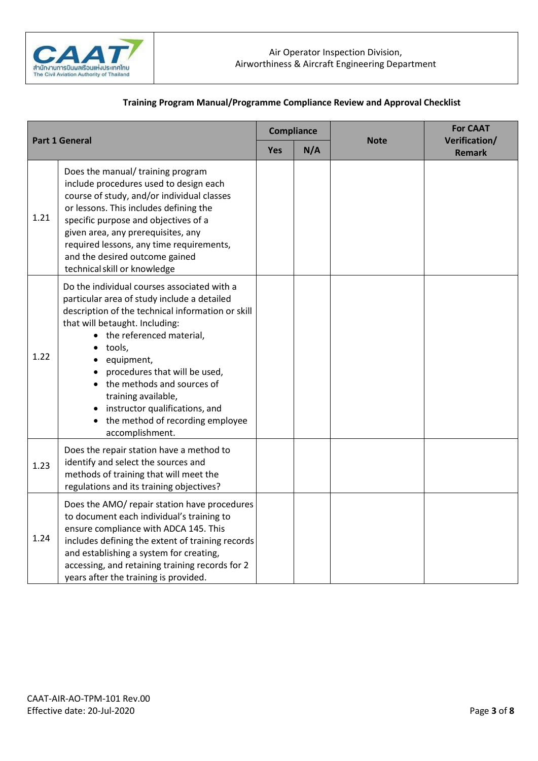Air Operator Inspection Division,
Airworthiness & Aircraft Engineering Department

**Training Program Manual/Programme Compliance Review and Approval Checklist**

| Part 1 General | | Compliance | | Note | For CAAT Verification/ Remark |
|---|---|---|---|---|---|
| | | Yes | N/A | | |
| 1.21 | Does the manual/ training program include procedures used to design each course of study, and/or individual classes or lessons. This includes defining the specific purpose and objectives of a given area, any prerequisites, any required lessons, any time requirements, and the desired outcome gained technical skill or knowledge | | | | |
| 1.22 | Do the individual courses associated with a particular area of study include a detailed description of the technical information or skill that will betaught. Including:<br>• the referenced material,<br>• tools,<br>• equipment,<br>• procedures that will be used,<br>• the methods and sources of training available,<br>• instructor qualifications, and<br>• the method of recording employee accomplishment. | | | | |
| 1.23 | Does the repair station have a method to identify and select the sources and methods of training that will meet the regulations and its training objectives? | | | | |
| 1.24 | Does the AMO/ repair station have procedures to document each individual's training to ensure compliance with ADCA 145. This includes defining the extent of training records and establishing a system for creating, accessing, and retaining training records for 2 years after the training is provided. | | | | |

CAAT-AIR-AO-TPM-101 Rev.00
Effective date: 20-Jul-2020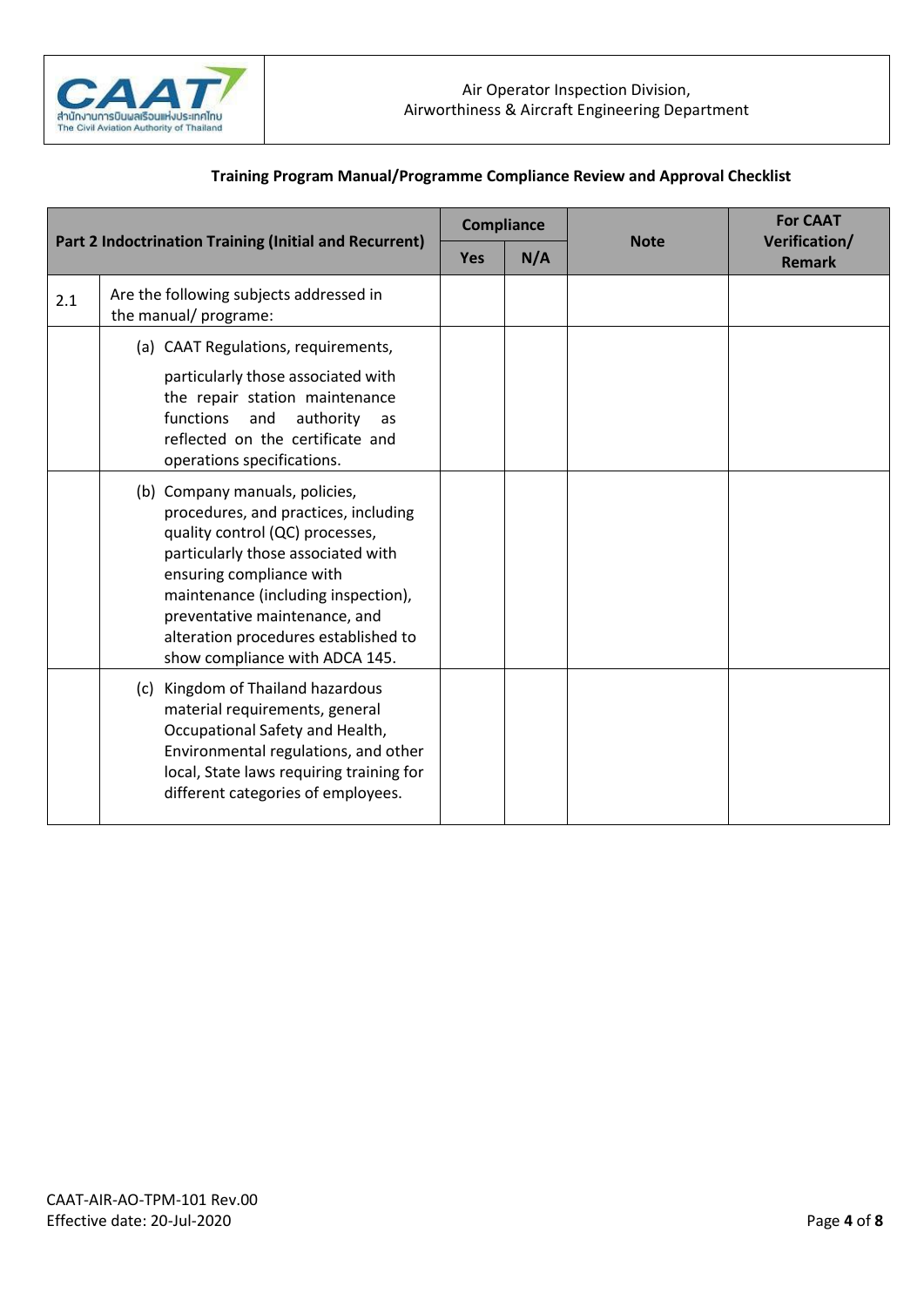Air Operator Inspection Division,
Airworthiness & Aircraft Engineering Department

**Training Program Manual/Programme Compliance Review and Approval Checklist**

| Part 2 Indoctrination Training (Initial and Recurrent) | | Compliance | | Note | For CAAT Verification/ Remark |
|---|---|---|---|---|---|
| | | Yes | N/A | | |
| 2.1 | Are the following subjects addressed in the manual/ programe: | | | | |
| | (a) CAAT Regulations, requirements, particularly those associated with the repair station maintenance functions and authority as reflected on the certificate and operations specifications. | | | | |
| | (b) Company manuals, policies, procedures, and practices, including quality control (QC) processes, particularly those associated with ensuring compliance with maintenance (including inspection), preventative maintenance, and alteration procedures established to show compliance with ADCA 145. | | | | |
| | (c) Kingdom of Thailand hazardous material requirements, general Occupational Safety and Health, Environmental regulations, and other local, State laws requiring training for different categories of employees. | | | | |

CAAT-AIR-AO-TPM-101 Rev.00
Effective date: 20-Jul-2020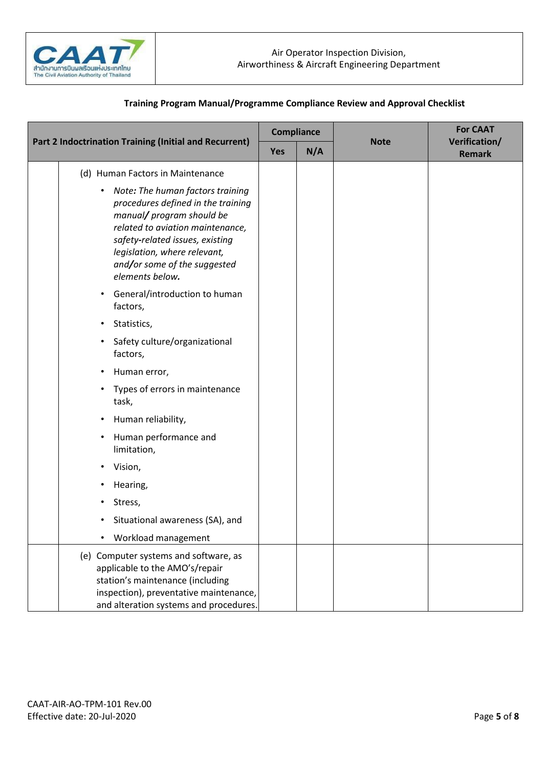Air Operator Inspection Division,
Airworthiness & Aircraft Engineering Department

**Training Program Manual/Programme Compliance Review and Approval Checklist**

| Part 2 Indoctrination Training (Initial and Recurrent) | | Compliance | | Note | For CAAT Verification/ Remark |
|---|---|---|---|---|---|
| | | Yes | N/A | | |
| | (d) Human Factors in Maintenance<br>• *Note: The human factors training procedures defined in the training manual/ program should be related to aviation maintenance, safety-related issues, existing legislation, where relevant, and/or some of the suggested elements below.*<br>• General/introduction to human factors,<br>• Statistics,<br>• Safety culture/organizational factors,<br>• Human error,<br>• Types of errors in maintenance task,<br>• Human reliability,<br>• Human performance and limitation,<br>• Vision,<br>• Hearing,<br>• Stress,<br>• Situational awareness (SA), and<br>• Workload management | | | | |
| | (e) Computer systems and software, as applicable to the AMO's/repair station's maintenance (including inspection), preventative maintenance, and alteration systems and procedures. | | | | |

CAAT-AIR-AO-TPM-101 Rev.00
Effective date: 20-Jul-2020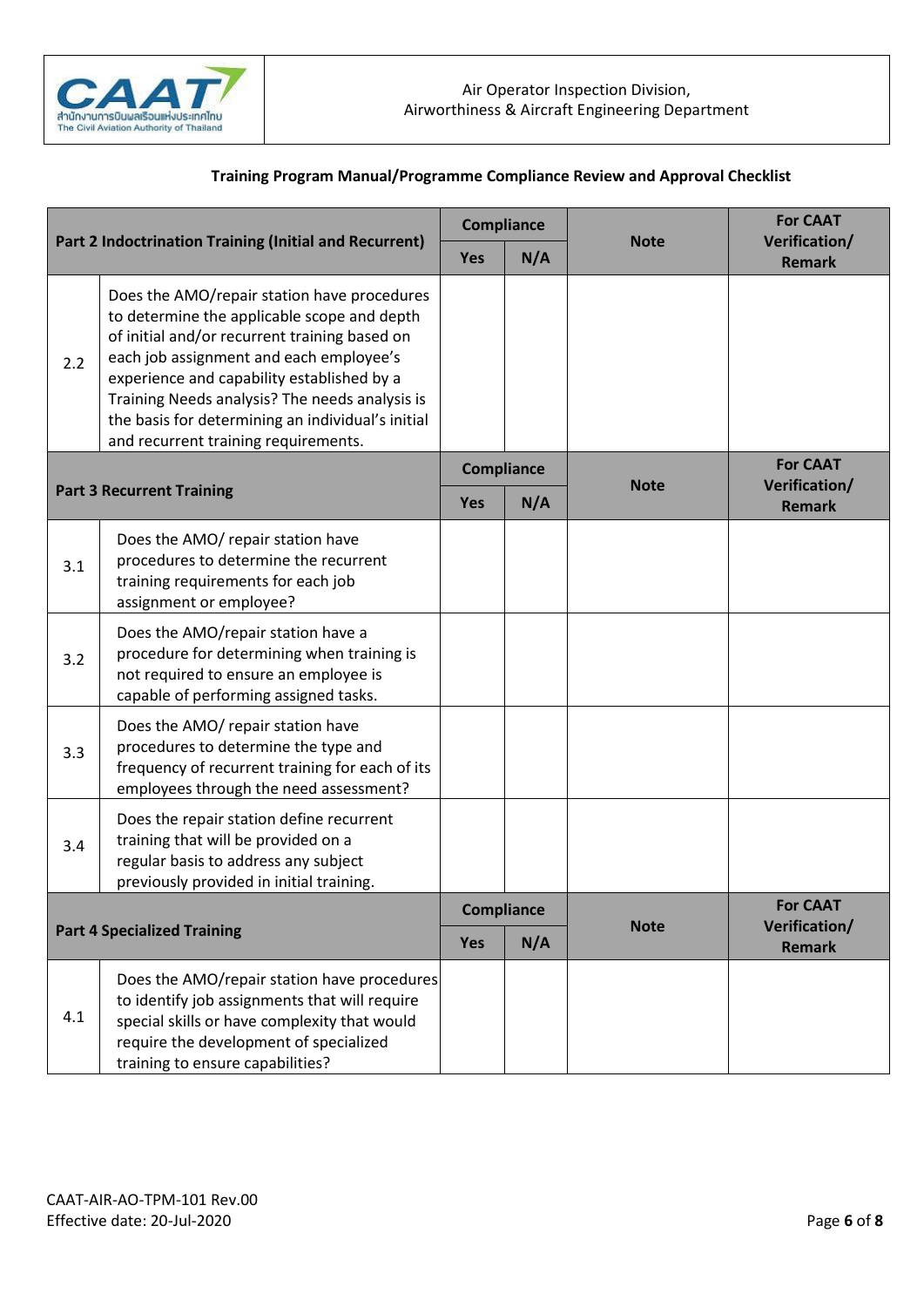Air Operator Inspection Division,
Airworthiness & Aircraft Engineering Department

**Training Program Manual/Programme Compliance Review and Approval Checklist**

| Part 2 Indoctrination Training (Initial and Recurrent) | | Compliance | | Note | For CAAT Verification/ Remark |
|---|---|---|---|---|---|
| | | Yes | N/A | | |
| 2.2 | Does the AMO/repair station have procedures to determine the applicable scope and depth of initial and/or recurrent training based on each job assignment and each employee's experience and capability established by a Training Needs analysis? The needs analysis is the basis for determining an individual's initial and recurrent training requirements. | | | | |
| **Part 3 Recurrent Training** | | **Compliance** | | **Note** | **For CAAT Verification/ Remark** |
| | | **Yes** | **N/A** | | |
| 3.1 | Does the AMO/ repair station have procedures to determine the recurrent training requirements for each job assignment or employee? | | | | |
| 3.2 | Does the AMO/repair station have a procedure for determining when training is not required to ensure an employee is capable of performing assigned tasks. | | | | |
| 3.3 | Does the AMO/ repair station have procedures to determine the type and frequency of recurrent training for each of its employees through the need assessment? | | | | |
| 3.4 | Does the repair station define recurrent training that will be provided on a regular basis to address any subject previously provided in initial training. | | | | |
| **Part 4 Specialized Training** | | **Compliance** | | **Note** | **For CAAT Verification/ Remark** |
| | | **Yes** | **N/A** | | |
| 4.1 | Does the AMO/repair station have procedures to identify job assignments that will require special skills or have complexity that would require the development of specialized training to ensure capabilities? | | | | |

CAAT-AIR-AO-TPM-101 Rev.00
Effective date: 20-Jul-2020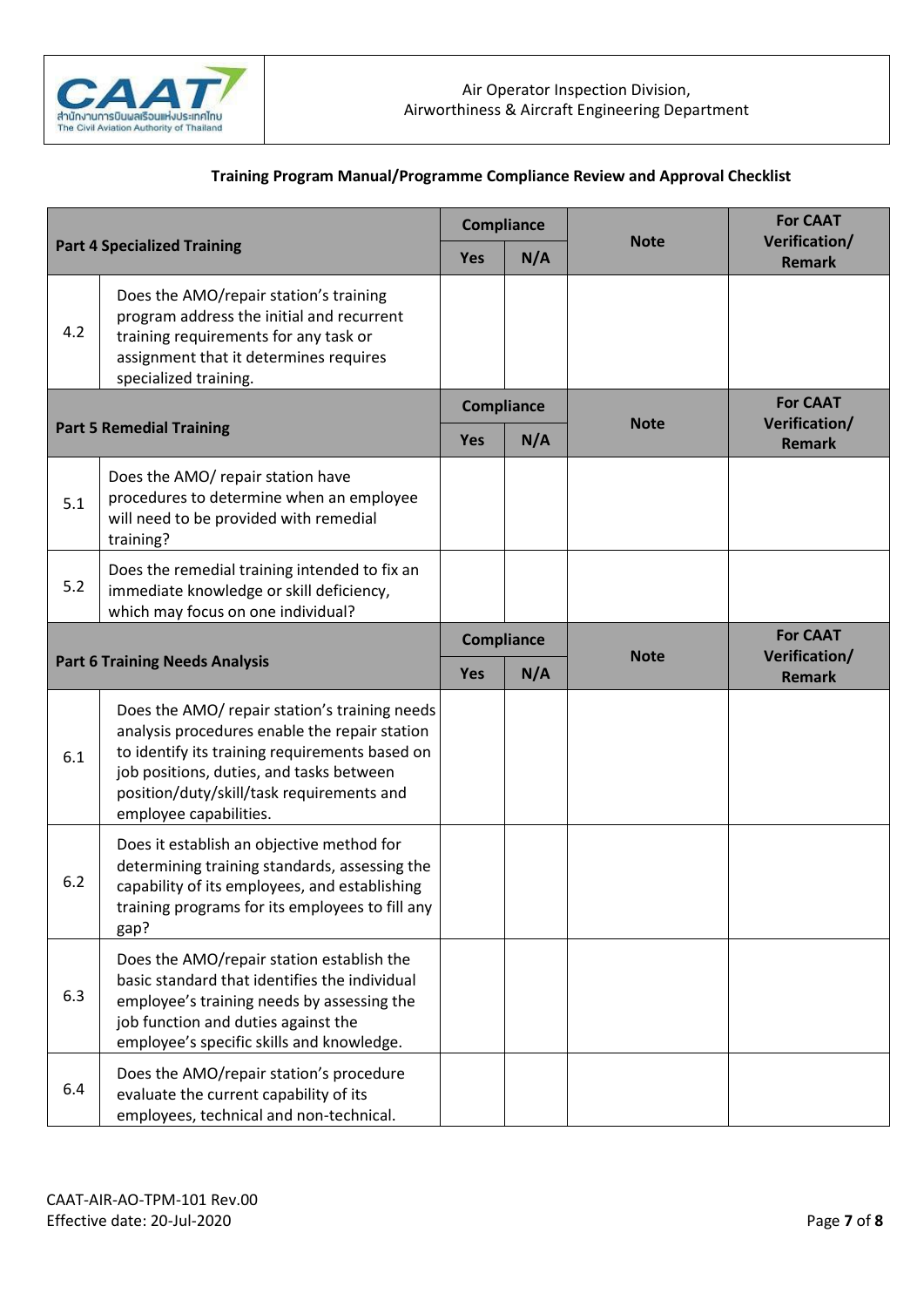Air Operator Inspection Division,
Airworthiness & Aircraft Engineering Department

**Training Program Manual/Programme Compliance Review and Approval Checklist**

| Part 4 Specialized Training | | Compliance | | Note | For CAAT Verification/ Remark |
|---|---|---|---|---|---|
| | | Yes | N/A | | |
| 4.2 | Does the AMO/repair station's training program address the initial and recurrent training requirements for any task or assignment that it determines requires specialized training. | | | | |
| **Part 5 Remedial Training** | | **Compliance** | | **Note** | **For CAAT Verification/ Remark** |
| | | **Yes** | **N/A** | | |
| 5.1 | Does the AMO/ repair station have procedures to determine when an employee will need to be provided with remedial training? | | | | |
| 5.2 | Does the remedial training intended to fix an immediate knowledge or skill deficiency, which may focus on one individual? | | | | |
| **Part 6 Training Needs Analysis** | | **Compliance** | | **Note** | **For CAAT Verification/ Remark** |
| | | **Yes** | **N/A** | | |
| 6.1 | Does the AMO/ repair station's training needs analysis procedures enable the repair station to identify its training requirements based on job positions, duties, and tasks between position/duty/skill/task requirements and employee capabilities. | | | | |
| 6.2 | Does it establish an objective method for determining training standards, assessing the capability of its employees, and establishing training programs for its employees to fill any gap? | | | | |
| 6.3 | Does the AMO/repair station establish the basic standard that identifies the individual employee's training needs by assessing the job function and duties against the employee's specific skills and knowledge. | | | | |
| 6.4 | Does the AMO/repair station's procedure evaluate the current capability of its employees, technical and non-technical. | | | | |

CAAT-AIR-AO-TPM-101 Rev.00
Effective date: 20-Jul-2020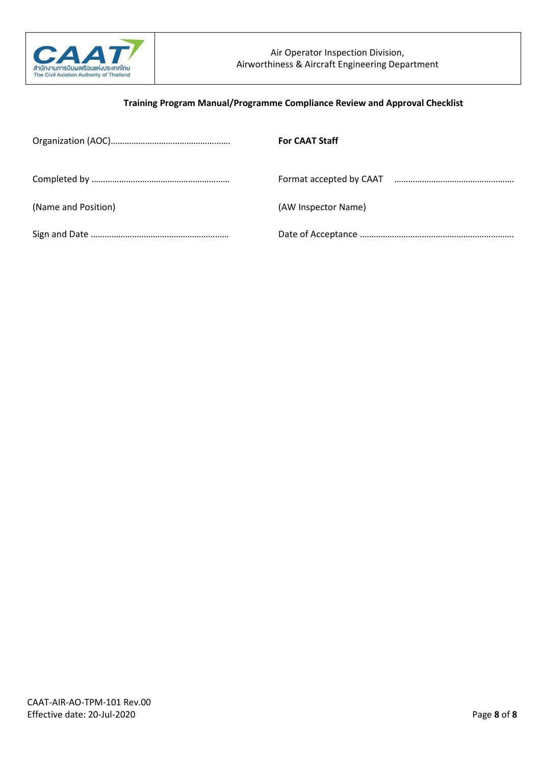**Training Program Manual/Programme Compliance Review and Approval Checklist**

| | |
|---|---|
| Organization (AOC)…………………………………………… | **For CAAT Staff** |
| Completed by …………………………………………………. | Format accepted by CAAT …………………………………………. |
| (Name and Position) | (AW Inspector Name) |
| Sign and Date …………………………………………………. | Date of Acceptance …………………………………………………………. |